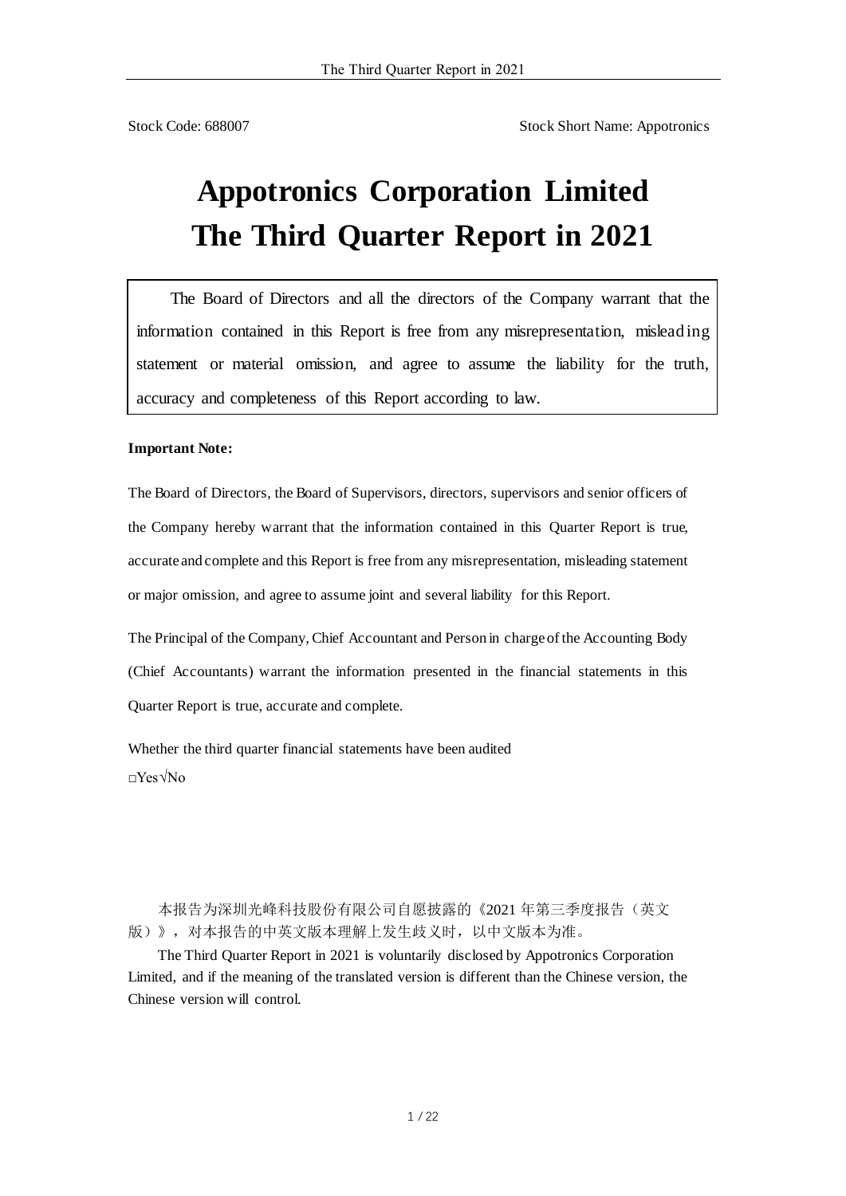Stock Code: 688007 Stock Short Name: Appotronics

# Appotronics Corporation Limited
# The Third Quarter Report in 2021

> The Board of Directors and all the directors of the Company warrant that the information contained in this Report is free from any misrepresentation, misleading statement or material omission, and agree to assume the liability for the truth, accuracy and completeness of this Report according to law.

**Important Note:**

The Board of Directors, the Board of Supervisors, directors, supervisors and senior officers of the Company hereby warrant that the information contained in this Quarter Report is true, accurate and complete and this Report is free from any misrepresentation, misleading statement or major omission, and agree to assume joint and several liability for this Report.

The Principal of the Company, Chief Accountant and Person in charge of the Accounting Body (Chief Accountants) warrant the information presented in the financial statements in this Quarter Report is true, accurate and complete.

Whether the third quarter financial statements have been audited
□Yes√No

本报告为深圳光峰科技股份有限公司自愿披露的《2021 年第三季度报告（英文版）》，对本报告的中英文版本理解上发生歧义时，以中文版本为准。

The Third Quarter Report in 2021 is voluntarily disclosed by Appotronics Corporation Limited, and if the meaning of the translated version is different than the Chinese version, the Chinese version will control.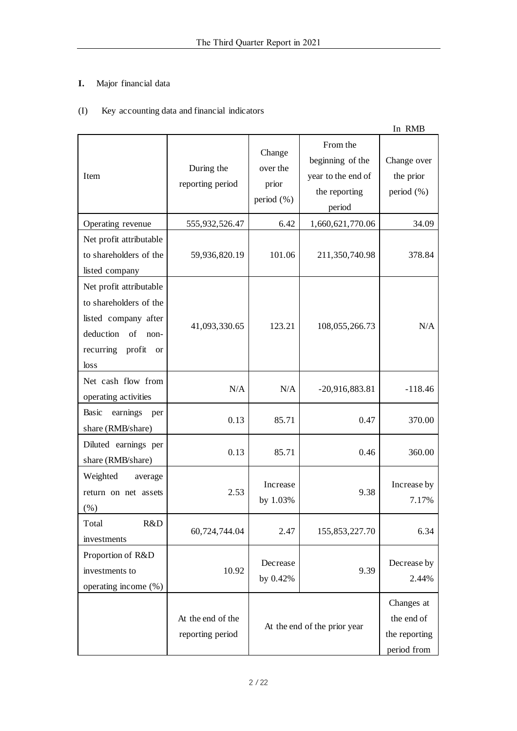**I.** Major financial data

(I) Key accounting data and financial indicators

In RMB

| Item | During the reporting period | Change over the prior period (%) | From the beginning of the year to the end of the reporting period | Change over the prior period (%) |
|---|---|---|---|---|
| Operating revenue | 555,932,526.47 | 6.42 | 1,660,621,770.06 | 34.09 |
| Net profit attributable to shareholders of the listed company | 59,936,820.19 | 101.06 | 211,350,740.98 | 378.84 |
| Net profit attributable to shareholders of the listed company after deduction of non-recurring profit or loss | 41,093,330.65 | 123.21 | 108,055,266.73 | N/A |
| Net cash flow from operating activities | N/A | N/A | -20,916,883.81 | -118.46 |
| Basic earnings per share (RMB/share) | 0.13 | 85.71 | 0.47 | 370.00 |
| Diluted earnings per share (RMB/share) | 0.13 | 85.71 | 0.46 | 360.00 |
| Weighted average return on net assets (%) | 2.53 | Increase by 1.03% | 9.38 | Increase by 7.17% |
| Total R&D investments | 60,724,744.04 | 2.47 | 155,853,227.70 | 6.34 |
| Proportion of R&D investments to operating income (%) | 10.92 | Decrease by 0.42% | 9.39 | Decrease by 2.44% |
| | At the end of the reporting period | At the end of the prior year | | Changes at the end of the reporting period from |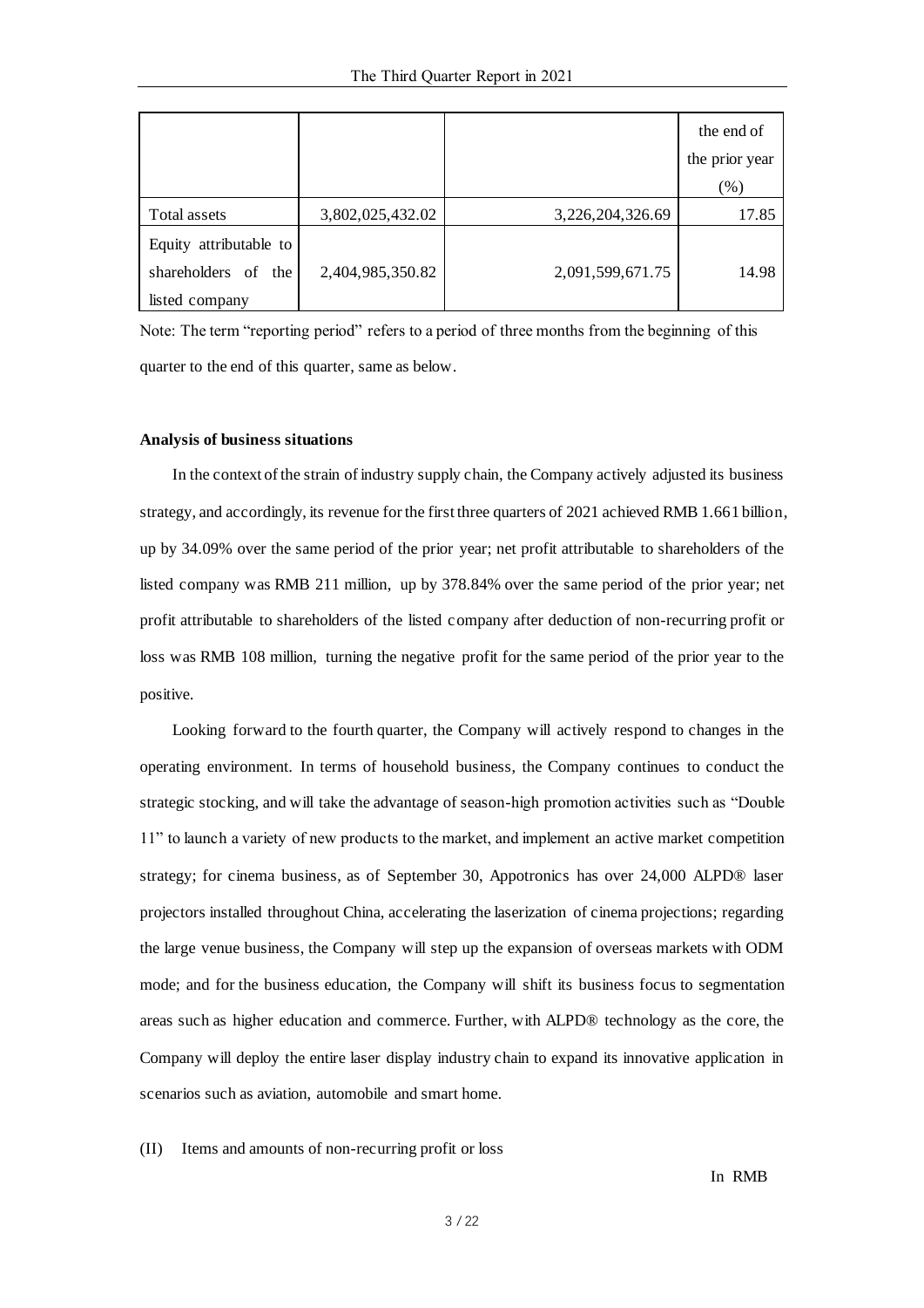| | | | the end of the prior year (%) |
|---|---|---|---|
| Total assets | 3,802,025,432.02 | 3,226,204,326.69 | 17.85 |
| Equity attributable to shareholders of the listed company | 2,404,985,350.82 | 2,091,599,671.75 | 14.98 |

Note: The term "reporting period" refers to a period of three months from the beginning of this quarter to the end of this quarter, same as below.

**Analysis of business situations**

In the context of the strain of industry supply chain, the Company actively adjusted its business strategy, and accordingly, its revenue for the first three quarters of 2021 achieved RMB 1.661 billion, up by 34.09% over the same period of the prior year; net profit attributable to shareholders of the listed company was RMB 211 million, up by 378.84% over the same period of the prior year; net profit attributable to shareholders of the listed company after deduction of non-recurring profit or loss was RMB 108 million, turning the negative profit for the same period of the prior year to the positive.

Looking forward to the fourth quarter, the Company will actively respond to changes in the operating environment. In terms of household business, the Company continues to conduct the strategic stocking, and will take the advantage of season-high promotion activities such as "Double 11" to launch a variety of new products to the market, and implement an active market competition strategy; for cinema business, as of September 30, Appotronics has over 24,000 ALPD® laser projectors installed throughout China, accelerating the laserization of cinema projections; regarding the large venue business, the Company will step up the expansion of overseas markets with ODM mode; and for the business education, the Company will shift its business focus to segmentation areas such as higher education and commerce. Further, with ALPD® technology as the core, the Company will deploy the entire laser display industry chain to expand its innovative application in scenarios such as aviation, automobile and smart home.

(II) Items and amounts of non-recurring profit or loss

In RMB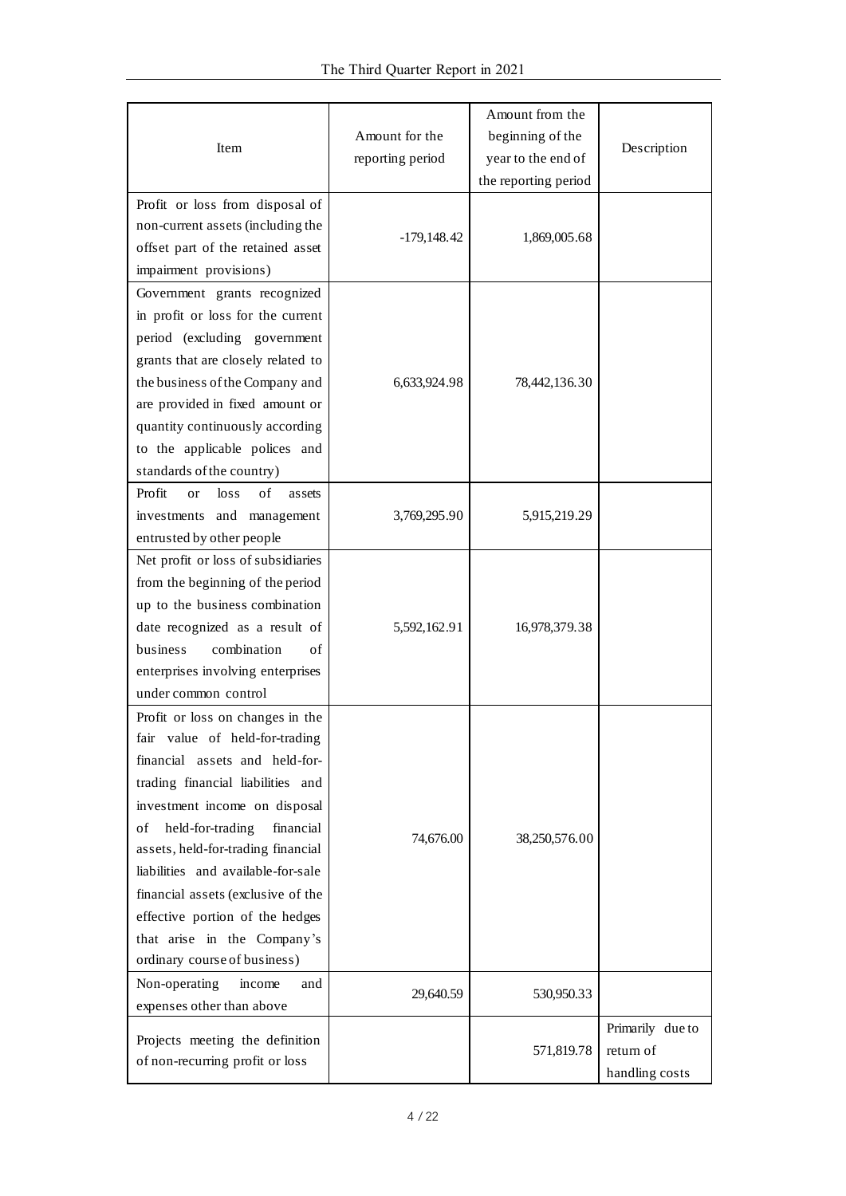| Item | Amount for the reporting period | Amount from the beginning of the year to the end of the reporting period | Description |
| --- | --- | --- | --- |
| Profit or loss from disposal of non-current assets (including the offset part of the retained asset impairment provisions) | -179,148.42 | 1,869,005.68 | |
| Government grants recognized in profit or loss for the current period (excluding government grants that are closely related to the business of the Company and are provided in fixed amount or quantity continuously according to the applicable polices and standards of the country) | 6,633,924.98 | 78,442,136.30 | |
| Profit or loss of assets investments and management entrusted by other people | 3,769,295.90 | 5,915,219.29 | |
| Net profit or loss of subsidiaries from the beginning of the period up to the business combination date recognized as a result of business combination of enterprises involving enterprises under common control | 5,592,162.91 | 16,978,379.38 | |
| Profit or loss on changes in the fair value of held-for-trading financial assets and held-for-trading financial liabilities and investment income on disposal of held-for-trading financial assets, held-for-trading financial liabilities and available-for-sale financial assets (exclusive of the effective portion of the hedges that arise in the Company's ordinary course of business) | 74,676.00 | 38,250,576.00 | |
| Non-operating income and expenses other than above | 29,640.59 | 530,950.33 | |
| Projects meeting the definition of non-recurring profit or loss | | 571,819.78 | Primarily due to return of handling costs |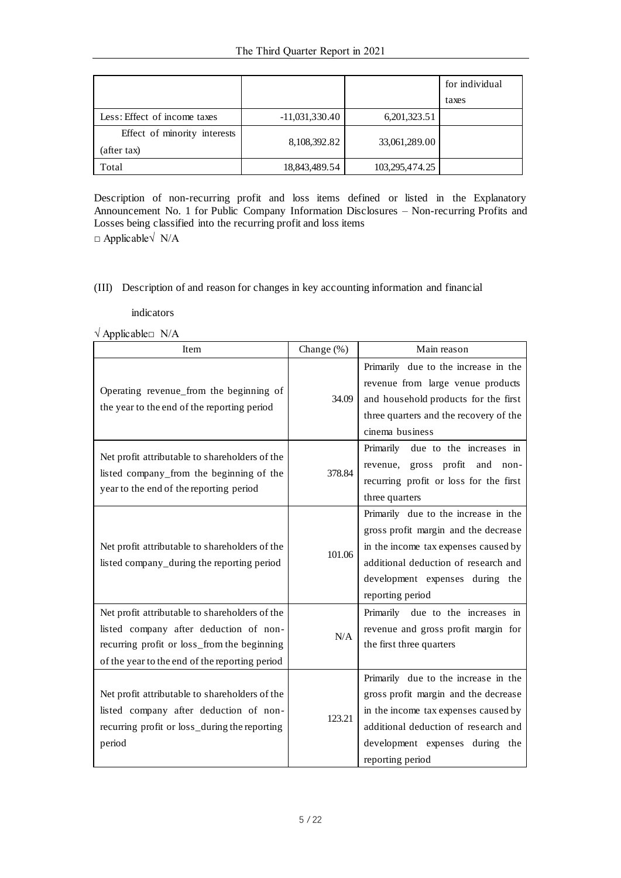| | | | for individual taxes |
|---|---|---|---|
| Less: Effect of income taxes | -11,031,330.40 | 6,201,323.51 | |
| Effect of minority interests (after tax) | 8,108,392.82 | 33,061,289.00 | |
| Total | 18,843,489.54 | 103,295,474.25 | |

Description of non-recurring profit and loss items defined or listed in the Explanatory Announcement No. 1 for Public Company Information Disclosures – Non-recurring Profits and Losses being classified into the recurring profit and loss items

□ Applicable√ N/A

## (III) Description of and reason for changes in key accounting information and financial indicators

√ Applicable□ N/A

| Item | Change (%) | Main reason |
|---|---|---|
| Operating revenue_from the beginning of the year to the end of the reporting period | 34.09 | Primarily due to the increase in the revenue from large venue products and household products for the first three quarters and the recovery of the cinema business |
| Net profit attributable to shareholders of the listed company_from the beginning of the year to the end of the reporting period | 378.84 | Primarily due to the increases in revenue, gross profit and non-recurring profit or loss for the first three quarters |
| Net profit attributable to shareholders of the listed company_during the reporting period | 101.06 | Primarily due to the increase in the gross profit margin and the decrease in the income tax expenses caused by additional deduction of research and development expenses during the reporting period |
| Net profit attributable to shareholders of the listed company after deduction of non-recurring profit or loss_from the beginning of the year to the end of the reporting period | N/A | Primarily due to the increases in revenue and gross profit margin for the first three quarters |
| Net profit attributable to shareholders of the listed company after deduction of non-recurring profit or loss_during the reporting period | 123.21 | Primarily due to the increase in the gross profit margin and the decrease in the income tax expenses caused by additional deduction of research and development expenses during the reporting period |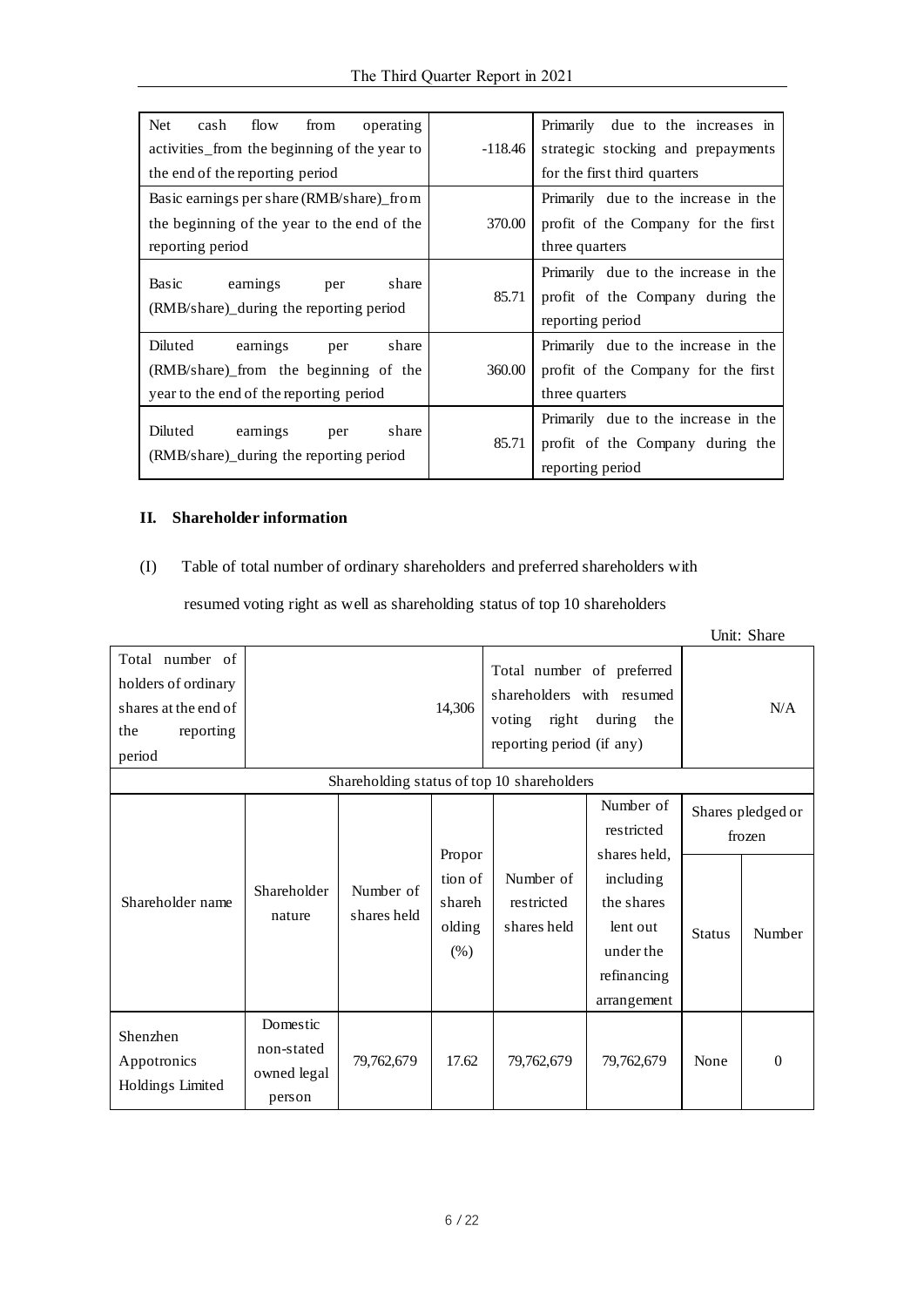| | | |
|---|---|---|
| Net cash flow from operating activities_from the beginning of the year to the end of the reporting period | -118.46 | Primarily due to the increases in strategic stocking and prepayments for the first third quarters |
| Basic earnings per share (RMB/share)_from the beginning of the year to the end of the reporting period | 370.00 | Primarily due to the increase in the profit of the Company for the first three quarters |
| Basic earnings per share (RMB/share)_during the reporting period | 85.71 | Primarily due to the increase in the profit of the Company during the reporting period |
| Diluted earnings per share (RMB/share)_from the beginning of the year to the end of the reporting period | 360.00 | Primarily due to the increase in the profit of the Company for the first three quarters |
| Diluted earnings per share (RMB/share)_during the reporting period | 85.71 | Primarily due to the increase in the profit of the Company during the reporting period |

## II. Shareholder information

(I) Table of total number of ordinary shareholders and preferred shareholders with resumed voting right as well as shareholding status of top 10 shareholders

Unit: Share

| Total number of holders of ordinary shares at the end of the reporting period | 14,306 | | | Total number of preferred shareholders with resumed voting right during the reporting period (if any) | | N/A | |
|---|---|---|---|---|---|---|---|
| Shareholding status of top 10 shareholders | | | | | | | |
| Shareholder name | Shareholder nature | Number of shares held | Proportion of shareholding (%) | Number of restricted shares held | Number of restricted shares held, including the shares lent out under the refinancing arrangement | Shares pledged or frozen | |
| | | | | | | Status | Number |
| Shenzhen Appotronics Holdings Limited | Domestic non-stated owned legal person | 79,762,679 | 17.62 | 79,762,679 | 79,762,679 | None | 0 |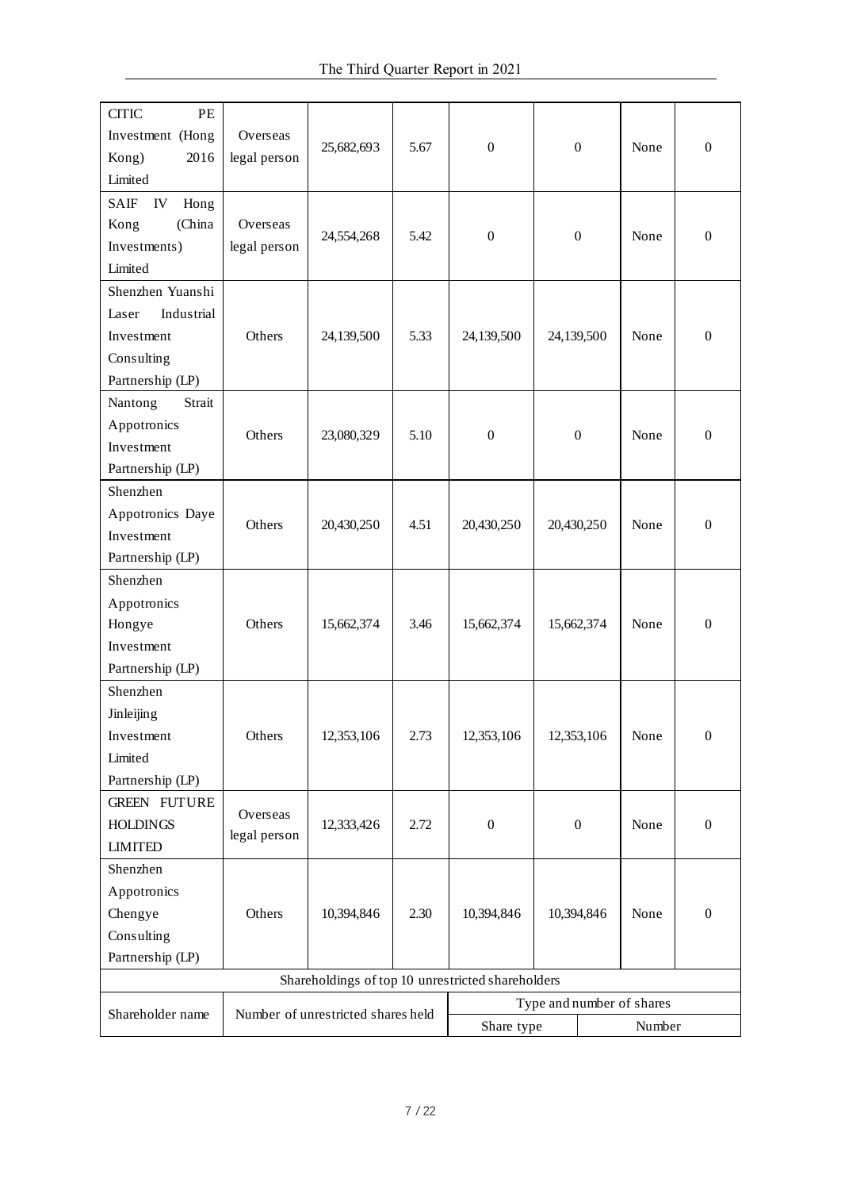| | | | | | | | |
|---|---|---|---|---|---|---|---|
| CITIC PE Investment (Hong Kong) 2016 Limited | Overseas legal person | 25,682,693 | 5.67 | 0 | 0 | None | 0 |
| SAIF IV Hong Kong (China Investments) Limited | Overseas legal person | 24,554,268 | 5.42 | 0 | 0 | None | 0 |
| Shenzhen Yuanshi Laser Industrial Investment Consulting Partnership (LP) | Others | 24,139,500 | 5.33 | 24,139,500 | 24,139,500 | None | 0 |
| Nantong Strait Appotronics Investment Partnership (LP) | Others | 23,080,329 | 5.10 | 0 | 0 | None | 0 |
| Shenzhen Appotronics Daye Investment Partnership (LP) | Others | 20,430,250 | 4.51 | 20,430,250 | 20,430,250 | None | 0 |
| Shenzhen Appotronics Hongye Investment Partnership (LP) | Others | 15,662,374 | 3.46 | 15,662,374 | 15,662,374 | None | 0 |
| Shenzhen Jinleijing Investment Limited Partnership (LP) | Others | 12,353,106 | 2.73 | 12,353,106 | 12,353,106 | None | 0 |
| GREEN FUTURE HOLDINGS LIMITED | Overseas legal person | 12,333,426 | 2.72 | 0 | 0 | None | 0 |
| Shenzhen Appotronics Chengye Consulting Partnership (LP) | Others | 10,394,846 | 2.30 | 10,394,846 | 10,394,846 | None | 0 |

Shareholdings of top 10 unrestricted shareholders

| Shareholder name | Number of unrestricted shares held | Type and number of shares | |
|---|---|---|---|
| | | Share type | Number |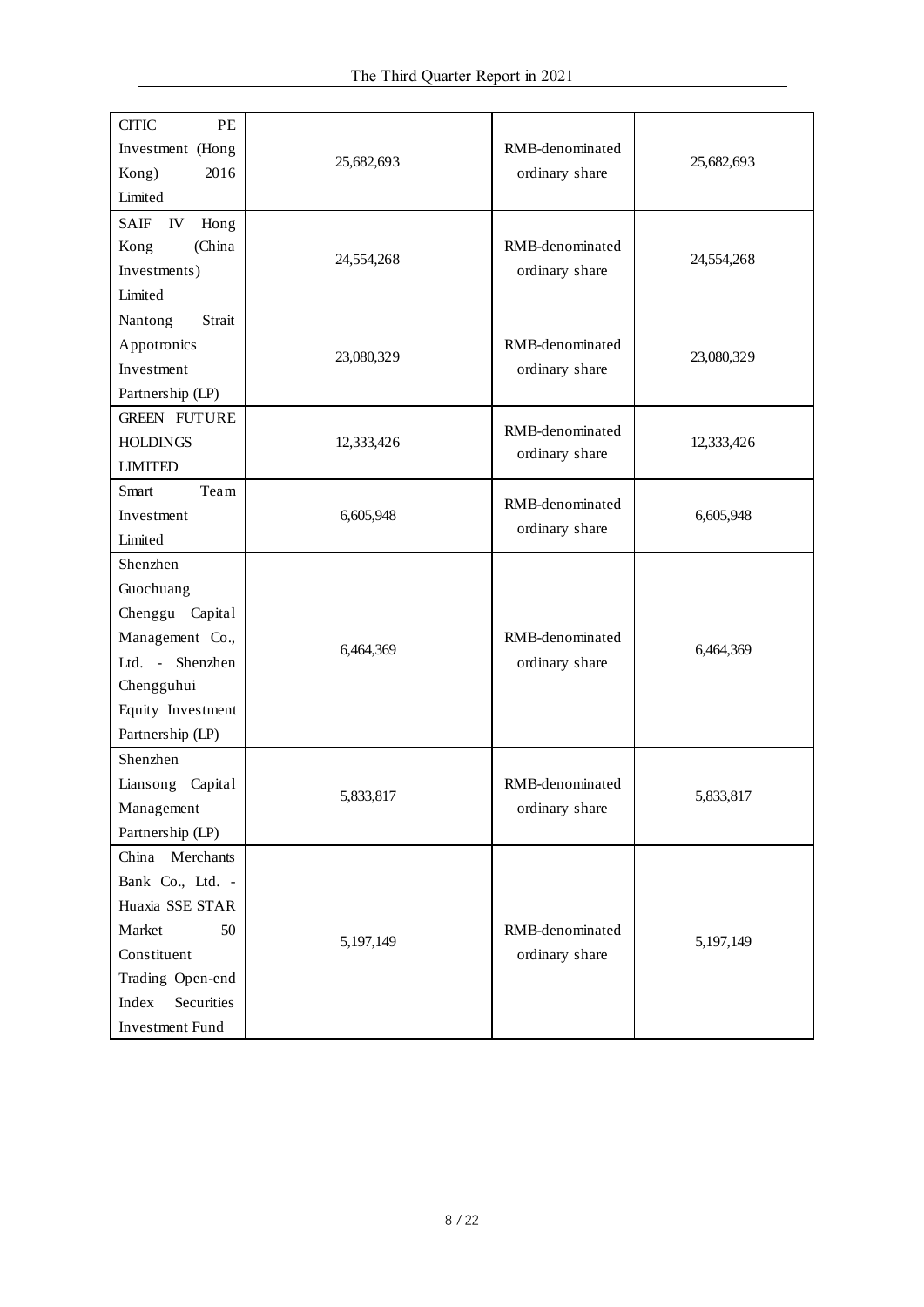| | | | |
|---|---|---|---|
| CITIC PE Investment (Hong Kong) 2016 Limited | 25,682,693 | RMB-denominated ordinary share | 25,682,693 |
| SAIF IV Hong Kong (China Investments) Limited | 24,554,268 | RMB-denominated ordinary share | 24,554,268 |
| Nantong Strait Appotronics Investment Partnership (LP) | 23,080,329 | RMB-denominated ordinary share | 23,080,329 |
| GREEN FUTURE HOLDINGS LIMITED | 12,333,426 | RMB-denominated ordinary share | 12,333,426 |
| Smart Team Investment Limited | 6,605,948 | RMB-denominated ordinary share | 6,605,948 |
| Shenzhen Guochuang Chenggu Capital Management Co., Ltd. - Shenzhen Chengguhui Equity Investment Partnership (LP) | 6,464,369 | RMB-denominated ordinary share | 6,464,369 |
| Shenzhen Liansong Capital Management Partnership (LP) | 5,833,817 | RMB-denominated ordinary share | 5,833,817 |
| China Merchants Bank Co., Ltd. - Huaxia SSE STAR Market 50 Constituent Trading Open-end Index Securities Investment Fund | 5,197,149 | RMB-denominated ordinary share | 5,197,149 |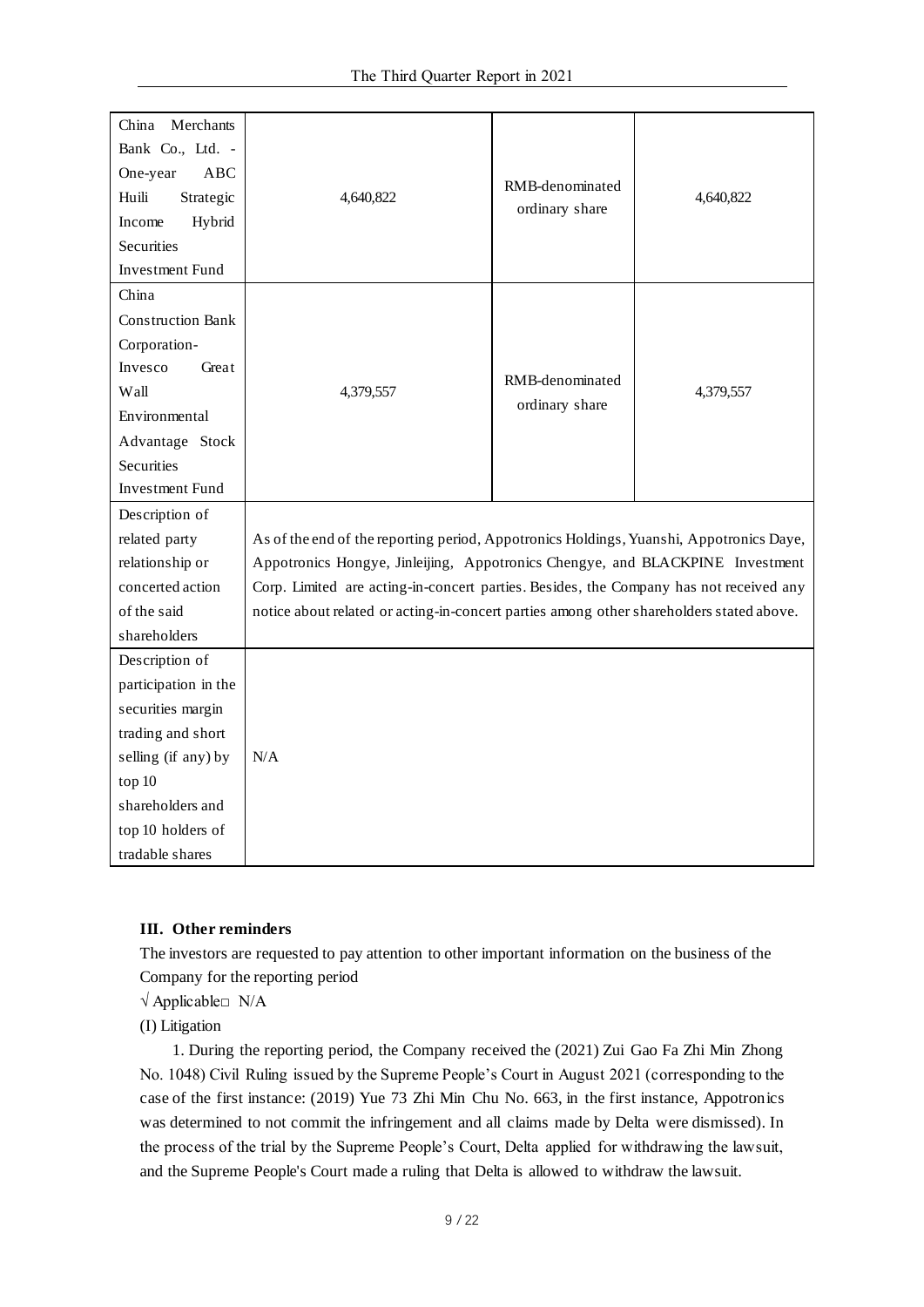| China Merchants Bank Co., Ltd. - One-year ABC Huili Strategic Income Hybrid Securities Investment Fund | 4,640,822 | RMB-denominated ordinary share | 4,640,822 |
|---|---|---|---|
| China Construction Bank Corporation-Invesco Great Wall Environmental Advantage Stock Securities Investment Fund | 4,379,557 | RMB-denominated ordinary share | 4,379,557 |
| Description of related party relationship or concerted action of the said shareholders | As of the end of the reporting period, Appotronics Holdings, Yuanshi, Appotronics Daye, Appotronics Hongye, Jinleijing, Appotronics Chengye, and BLACKPINE Investment Corp. Limited are acting-in-concert parties. Besides, the Company has not received any notice about related or acting-in-concert parties among other shareholders stated above. | | |
| Description of participation in the securities margin trading and short selling (if any) by top 10 shareholders and top 10 holders of tradable shares | N/A | | |

**III. Other reminders**

The investors are requested to pay attention to other important information on the business of the Company for the reporting period

√ Applicable□ N/A

(I) Litigation

1. During the reporting period, the Company received the (2021) Zui Gao Fa Zhi Min Zhong No. 1048) Civil Ruling issued by the Supreme People's Court in August 2021 (corresponding to the case of the first instance: (2019) Yue 73 Zhi Min Chu No. 663, in the first instance, Appotronics was determined to not commit the infringement and all claims made by Delta were dismissed). In the process of the trial by the Supreme People's Court, Delta applied for withdrawing the lawsuit, and the Supreme People's Court made a ruling that Delta is allowed to withdraw the lawsuit.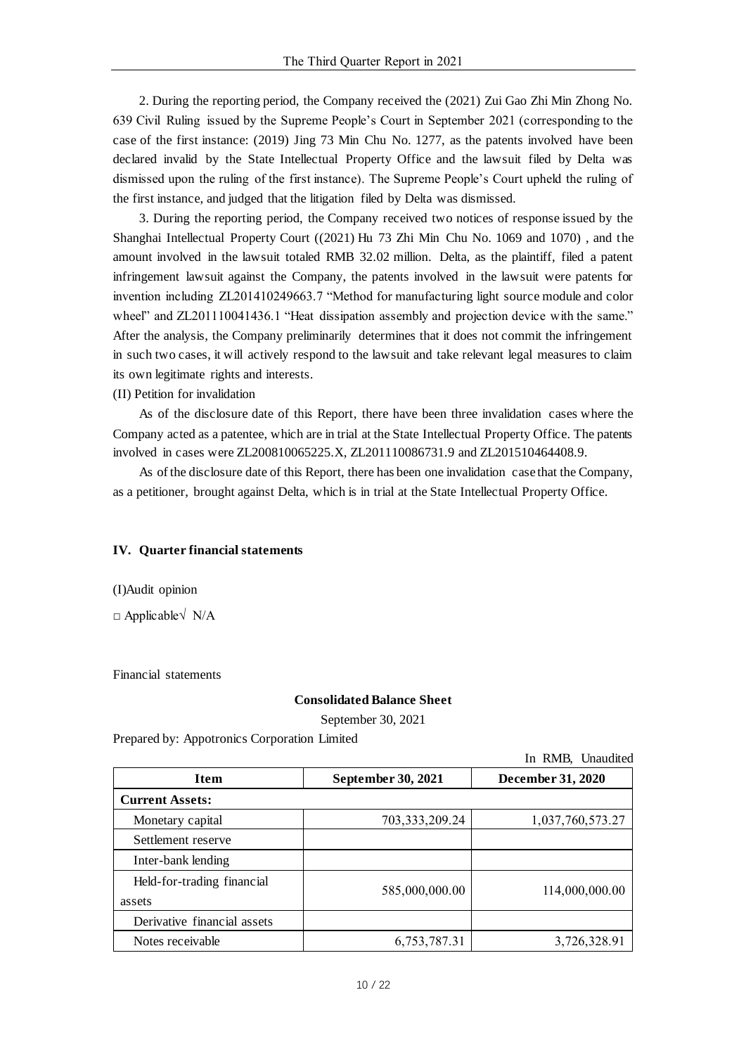2. During the reporting period, the Company received the (2021) Zui Gao Zhi Min Zhong No. 639 Civil Ruling issued by the Supreme People's Court in September 2021 (corresponding to the case of the first instance: (2019) Jing 73 Min Chu No. 1277, as the patents involved have been declared invalid by the State Intellectual Property Office and the lawsuit filed by Delta was dismissed upon the ruling of the first instance). The Supreme People's Court upheld the ruling of the first instance, and judged that the litigation filed by Delta was dismissed.

3. During the reporting period, the Company received two notices of response issued by the Shanghai Intellectual Property Court ((2021) Hu 73 Zhi Min Chu No. 1069 and 1070) , and the amount involved in the lawsuit totaled RMB 32.02 million. Delta, as the plaintiff, filed a patent infringement lawsuit against the Company, the patents involved in the lawsuit were patents for invention including ZL201410249663.7 "Method for manufacturing light source module and color wheel" and ZL201110041436.1 "Heat dissipation assembly and projection device with the same." After the analysis, the Company preliminarily determines that it does not commit the infringement in such two cases, it will actively respond to the lawsuit and take relevant legal measures to claim its own legitimate rights and interests.

(II) Petition for invalidation

As of the disclosure date of this Report, there have been three invalidation cases where the Company acted as a patentee, which are in trial at the State Intellectual Property Office. The patents involved in cases were ZL200810065225.X, ZL201110086731.9 and ZL201510464408.9.

As of the disclosure date of this Report, there has been one invalidation case that the Company, as a petitioner, brought against Delta, which is in trial at the State Intellectual Property Office.

## IV. Quarter financial statements

(I)Audit opinion

□ Applicable√ N/A

Financial statements

**Consolidated Balance Sheet**

September 30, 2021

Prepared by: Appotronics Corporation Limited

In RMB, Unaudited

| Item | September 30, 2021 | December 31, 2020 |
|---|---|---|
| **Current Assets:** | | |
| Monetary capital | 703,333,209.24 | 1,037,760,573.27 |
| Settlement reserve | | |
| Inter-bank lending | | |
| Held-for-trading financial assets | 585,000,000.00 | 114,000,000.00 |
| Derivative financial assets | | |
| Notes receivable | 6,753,787.31 | 3,726,328.91 |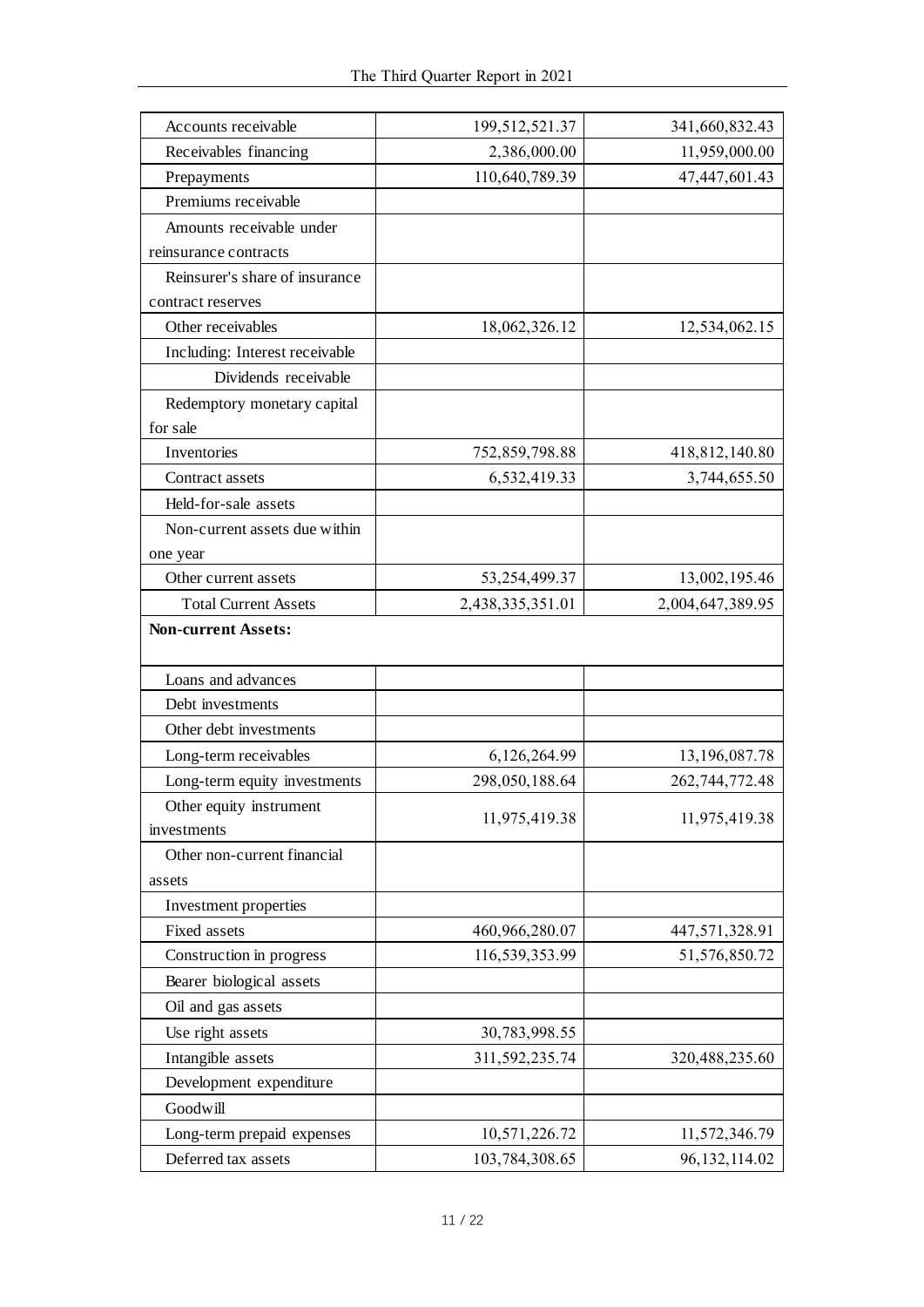| | | |
|---|---|---|
| Accounts receivable | 199,512,521.37 | 341,660,832.43 |
| Receivables financing | 2,386,000.00 | 11,959,000.00 |
| Prepayments | 110,640,789.39 | 47,447,601.43 |
| Premiums receivable | | |
| Amounts receivable under reinsurance contracts | | |
| Reinsurer's share of insurance contract reserves | | |
| Other receivables | 18,062,326.12 | 12,534,062.15 |
| Including: Interest receivable | | |
| Dividends receivable | | |
| Redemptory monetary capital for sale | | |
| Inventories | 752,859,798.88 | 418,812,140.80 |
| Contract assets | 6,532,419.33 | 3,744,655.50 |
| Held-for-sale assets | | |
| Non-current assets due within one year | | |
| Other current assets | 53,254,499.37 | 13,002,195.46 |
| Total Current Assets | 2,438,335,351.01 | 2,004,647,389.95 |
| **Non-current Assets:** | | |
| Loans and advances | | |
| Debt investments | | |
| Other debt investments | | |
| Long-term receivables | 6,126,264.99 | 13,196,087.78 |
| Long-term equity investments | 298,050,188.64 | 262,744,772.48 |
| Other equity instrument investments | 11,975,419.38 | 11,975,419.38 |
| Other non-current financial assets | | |
| Investment properties | | |
| Fixed assets | 460,966,280.07 | 447,571,328.91 |
| Construction in progress | 116,539,353.99 | 51,576,850.72 |
| Bearer biological assets | | |
| Oil and gas assets | | |
| Use right assets | 30,783,998.55 | |
| Intangible assets | 311,592,235.74 | 320,488,235.60 |
| Development expenditure | | |
| Goodwill | | |
| Long-term prepaid expenses | 10,571,226.72 | 11,572,346.79 |
| Deferred tax assets | 103,784,308.65 | 96,132,114.02 |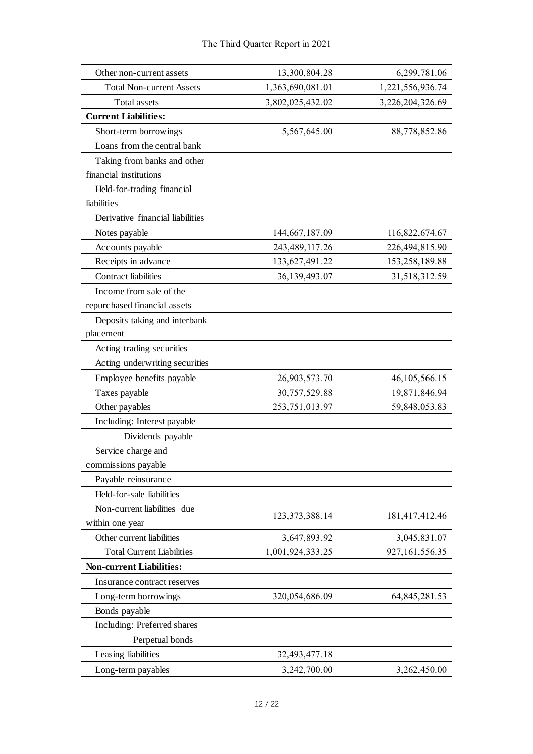| | | |
|---|---|---|
| Other non-current assets | 13,300,804.28 | 6,299,781.06 |
| Total Non-current Assets | 1,363,690,081.01 | 1,221,556,936.74 |
| Total assets | 3,802,025,432.02 | 3,226,204,326.69 |
| **Current Liabilities:** | | |
| Short-term borrowings | 5,567,645.00 | 88,778,852.86 |
| Loans from the central bank | | |
| Taking from banks and other financial institutions | | |
| Held-for-trading financial liabilities | | |
| Derivative financial liabilities | | |
| Notes payable | 144,667,187.09 | 116,822,674.67 |
| Accounts payable | 243,489,117.26 | 226,494,815.90 |
| Receipts in advance | 133,627,491.22 | 153,258,189.88 |
| Contract liabilities | 36,139,493.07 | 31,518,312.59 |
| Income from sale of the repurchased financial assets | | |
| Deposits taking and interbank placement | | |
| Acting trading securities | | |
| Acting underwriting securities | | |
| Employee benefits payable | 26,903,573.70 | 46,105,566.15 |
| Taxes payable | 30,757,529.88 | 19,871,846.94 |
| Other payables | 253,751,013.97 | 59,848,053.83 |
| Including: Interest payable | | |
| Dividends payable | | |
| Service charge and commissions payable | | |
| Payable reinsurance | | |
| Held-for-sale liabilities | | |
| Non-current liabilities due within one year | 123,373,388.14 | 181,417,412.46 |
| Other current liabilities | 3,647,893.92 | 3,045,831.07 |
| Total Current Liabilities | 1,001,924,333.25 | 927,161,556.35 |
| **Non-current Liabilities:** | | |
| Insurance contract reserves | | |
| Long-term borrowings | 320,054,686.09 | 64,845,281.53 |
| Bonds payable | | |
| Including: Preferred shares | | |
| Perpetual bonds | | |
| Leasing liabilities | 32,493,477.18 | |
| Long-term payables | 3,242,700.00 | 3,262,450.00 |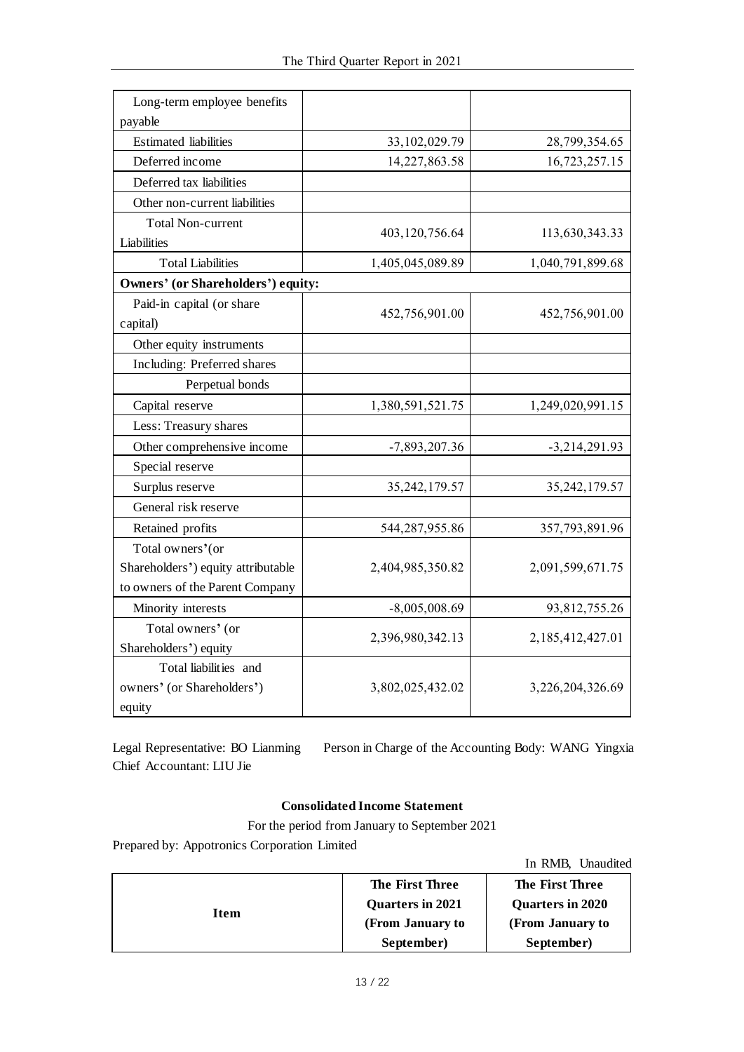| | | |
|---|---|---|
| Long-term employee benefits payable | | |
| Estimated liabilities | 33,102,029.79 | 28,799,354.65 |
| Deferred income | 14,227,863.58 | 16,723,257.15 |
| Deferred tax liabilities | | |
| Other non-current liabilities | | |
| Total Non-current Liabilities | 403,120,756.64 | 113,630,343.33 |
| Total Liabilities | 1,405,045,089.89 | 1,040,791,899.68 |
| **Owners' (or Shareholders') equity:** | | |
| Paid-in capital (or share capital) | 452,756,901.00 | 452,756,901.00 |
| Other equity instruments | | |
| Including: Preferred shares | | |
| Perpetual bonds | | |
| Capital reserve | 1,380,591,521.75 | 1,249,020,991.15 |
| Less: Treasury shares | | |
| Other comprehensive income | -7,893,207.36 | -3,214,291.93 |
| Special reserve | | |
| Surplus reserve | 35,242,179.57 | 35,242,179.57 |
| General risk reserve | | |
| Retained profits | 544,287,955.86 | 357,793,891.96 |
| Total owners'(or Shareholders') equity attributable to owners of the Parent Company | 2,404,985,350.82 | 2,091,599,671.75 |
| Minority interests | -8,005,008.69 | 93,812,755.26 |
| Total owners' (or Shareholders') equity | 2,396,980,342.13 | 2,185,412,427.01 |
| Total liabilities and owners' (or Shareholders') equity | 3,802,025,432.02 | 3,226,204,326.69 |

Legal Representative: BO Lianming  Person in Charge of the Accounting Body: WANG Yingxia  Chief Accountant: LIU Jie

**Consolidated Income Statement**

For the period from January to September 2021

Prepared by: Appotronics Corporation Limited

In RMB, Unaudited

| Item | The First Three Quarters in 2021 (From January to September) | The First Three Quarters in 2020 (From January to September) |
|---|---|---|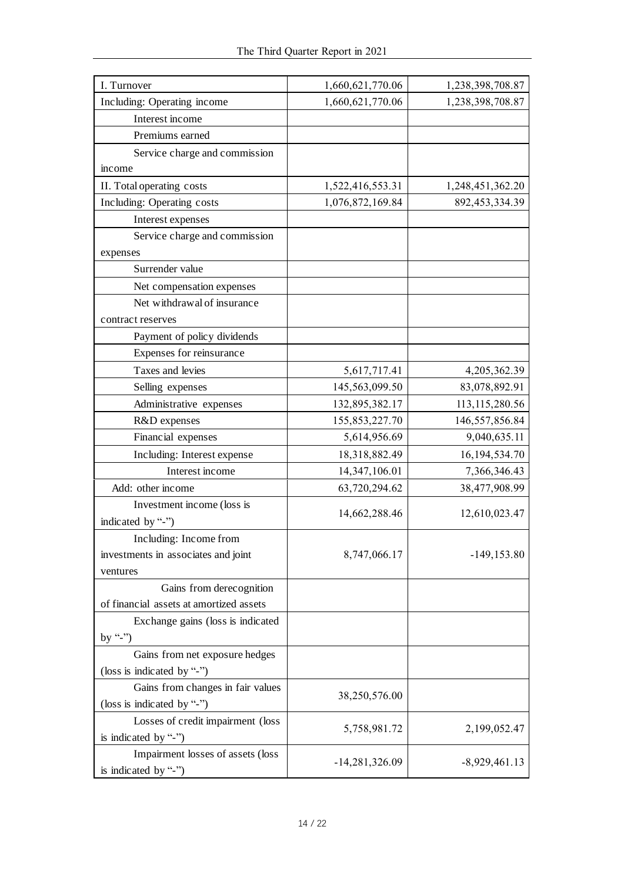| I. Turnover | 1,660,621,770.06 | 1,238,398,708.87 |
|---|---|---|
| Including: Operating income | 1,660,621,770.06 | 1,238,398,708.87 |
| Interest income | | |
| Premiums earned | | |
| Service charge and commission income | | |
| II. Total operating costs | 1,522,416,553.31 | 1,248,451,362.20 |
| Including: Operating costs | 1,076,872,169.84 | 892,453,334.39 |
| Interest expenses | | |
| Service charge and commission expenses | | |
| Surrender value | | |
| Net compensation expenses | | |
| Net withdrawal of insurance contract reserves | | |
| Payment of policy dividends | | |
| Expenses for reinsurance | | |
| Taxes and levies | 5,617,717.41 | 4,205,362.39 |
| Selling expenses | 145,563,099.50 | 83,078,892.91 |
| Administrative expenses | 132,895,382.17 | 113,115,280.56 |
| R&D expenses | 155,853,227.70 | 146,557,856.84 |
| Financial expenses | 5,614,956.69 | 9,040,635.11 |
| Including: Interest expense | 18,318,882.49 | 16,194,534.70 |
| Interest income | 14,347,106.01 | 7,366,346.43 |
| Add: other income | 63,720,294.62 | 38,477,908.99 |
| Investment income (loss is indicated by "-") | 14,662,288.46 | 12,610,023.47 |
| Including: Income from investments in associates and joint ventures | 8,747,066.17 | -149,153.80 |
| Gains from derecognition of financial assets at amortized assets | | |
| Exchange gains (loss is indicated by "-") | | |
| Gains from net exposure hedges (loss is indicated by "-") | | |
| Gains from changes in fair values (loss is indicated by "-") | 38,250,576.00 | |
| Losses of credit impairment (loss is indicated by "-") | 5,758,981.72 | 2,199,052.47 |
| Impairment losses of assets (loss is indicated by "-") | -14,281,326.09 | -8,929,461.13 |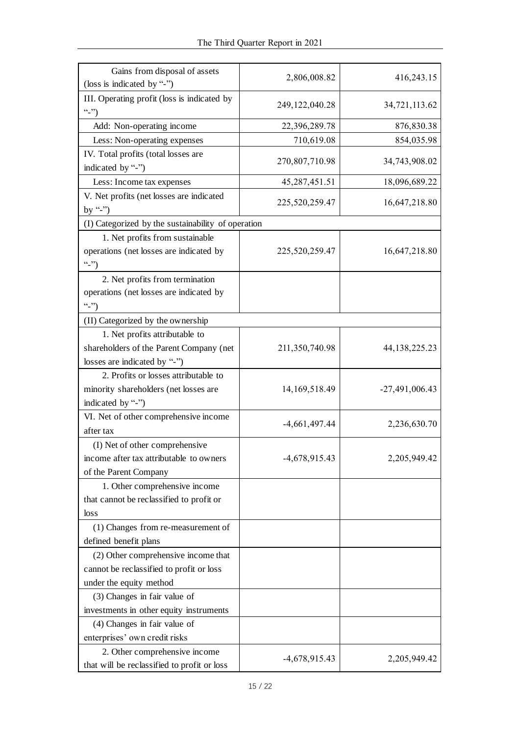| | | |
|---|---|---|
| Gains from disposal of assets (loss is indicated by "-") | 2,806,008.82 | 416,243.15 |
| III. Operating profit (loss is indicated by "-") | 249,122,040.28 | 34,721,113.62 |
| Add: Non-operating income | 22,396,289.78 | 876,830.38 |
| Less: Non-operating expenses | 710,619.08 | 854,035.98 |
| IV. Total profits (total losses are indicated by "-") | 270,807,710.98 | 34,743,908.02 |
| Less: Income tax expenses | 45,287,451.51 | 18,096,689.22 |
| V. Net profits (net losses are indicated by "-") | 225,520,259.47 | 16,647,218.80 |
| (I) Categorized by the sustainability of operation | | |
| 1. Net profits from sustainable operations (net losses are indicated by "-") | 225,520,259.47 | 16,647,218.80 |
| 2. Net profits from termination operations (net losses are indicated by "-") | | |
| (II) Categorized by the ownership | | |
| 1. Net profits attributable to shareholders of the Parent Company (net losses are indicated by "-") | 211,350,740.98 | 44,138,225.23 |
| 2. Profits or losses attributable to minority shareholders (net losses are indicated by "-") | 14,169,518.49 | -27,491,006.43 |
| VI. Net of other comprehensive income after tax | -4,661,497.44 | 2,236,630.70 |
| (I) Net of other comprehensive income after tax attributable to owners of the Parent Company | -4,678,915.43 | 2,205,949.42 |
| 1. Other comprehensive income that cannot be reclassified to profit or loss | | |
| (1) Changes from re-measurement of defined benefit plans | | |
| (2) Other comprehensive income that cannot be reclassified to profit or loss under the equity method | | |
| (3) Changes in fair value of investments in other equity instruments | | |
| (4) Changes in fair value of enterprises' own credit risks | | |
| 2. Other comprehensive income that will be reclassified to profit or loss | -4,678,915.43 | 2,205,949.42 |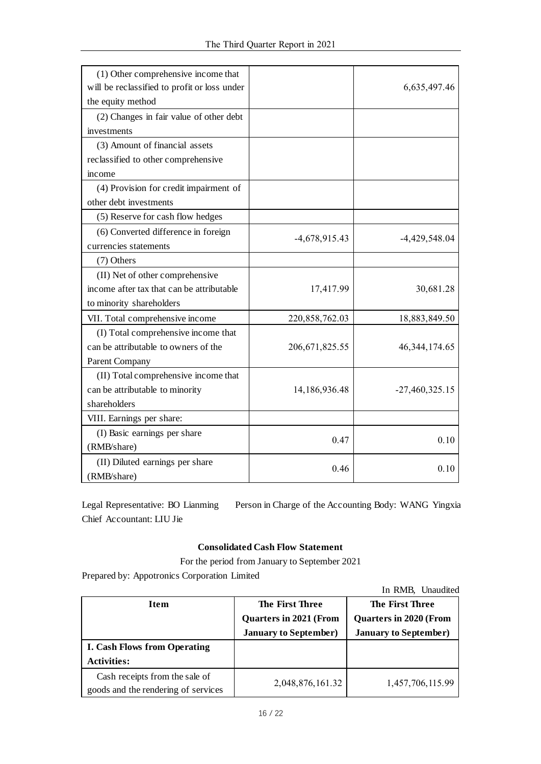| | | |
|---|---|---|
| (1) Other comprehensive income that will be reclassified to profit or loss under the equity method | | 6,635,497.46 |
| (2) Changes in fair value of other debt investments | | |
| (3) Amount of financial assets reclassified to other comprehensive income | | |
| (4) Provision for credit impairment of other debt investments | | |
| (5) Reserve for cash flow hedges | | |
| (6) Converted difference in foreign currencies statements | -4,678,915.43 | -4,429,548.04 |
| (7) Others | | |
| (II) Net of other comprehensive income after tax that can be attributable to minority shareholders | 17,417.99 | 30,681.28 |
| VII. Total comprehensive income | 220,858,762.03 | 18,883,849.50 |
| (I) Total comprehensive income that can be attributable to owners of the Parent Company | 206,671,825.55 | 46,344,174.65 |
| (II) Total comprehensive income that can be attributable to minority shareholders | 14,186,936.48 | -27,460,325.15 |
| VIII. Earnings per share: | | |
| (I) Basic earnings per share (RMB/share) | 0.47 | 0.10 |
| (II) Diluted earnings per share (RMB/share) | 0.46 | 0.10 |

Legal Representative: BO Lianming　　Person in Charge of the Accounting Body: WANG Yingxia　　Chief Accountant: LIU Jie

**Consolidated Cash Flow Statement**

For the period from January to September 2021

Prepared by: Appotronics Corporation Limited

In RMB, Unaudited

| Item | The First Three Quarters in 2021 (From January to September) | The First Three Quarters in 2020 (From January to September) |
|---|---|---|
| **I. Cash Flows from Operating Activities:** | | |
| Cash receipts from the sale of goods and the rendering of services | 2,048,876,161.32 | 1,457,706,115.99 |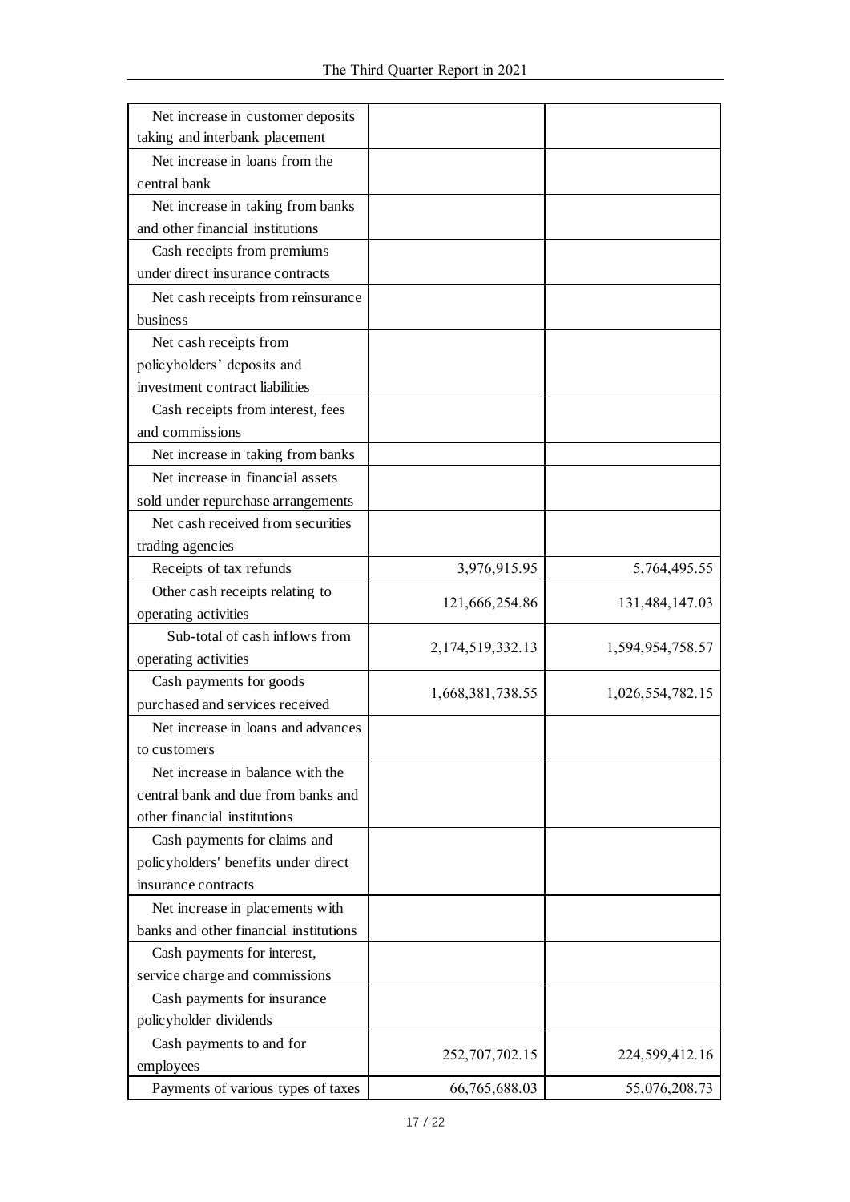| | | |
|---|---|---|
| Net increase in customer deposits taking and interbank placement | | |
| Net increase in loans from the central bank | | |
| Net increase in taking from banks and other financial institutions | | |
| Cash receipts from premiums under direct insurance contracts | | |
| Net cash receipts from reinsurance business | | |
| Net cash receipts from policyholders' deposits and investment contract liabilities | | |
| Cash receipts from interest, fees and commissions | | |
| Net increase in taking from banks | | |
| Net increase in financial assets sold under repurchase arrangements | | |
| Net cash received from securities trading agencies | | |
| Receipts of tax refunds | 3,976,915.95 | 5,764,495.55 |
| Other cash receipts relating to operating activities | 121,666,254.86 | 131,484,147.03 |
| Sub-total of cash inflows from operating activities | 2,174,519,332.13 | 1,594,954,758.57 |
| Cash payments for goods purchased and services received | 1,668,381,738.55 | 1,026,554,782.15 |
| Net increase in loans and advances to customers | | |
| Net increase in balance with the central bank and due from banks and other financial institutions | | |
| Cash payments for claims and policyholders' benefits under direct insurance contracts | | |
| Net increase in placements with banks and other financial institutions | | |
| Cash payments for interest, service charge and commissions | | |
| Cash payments for insurance policyholder dividends | | |
| Cash payments to and for employees | 252,707,702.15 | 224,599,412.16 |
| Payments of various types of taxes | 66,765,688.03 | 55,076,208.73 |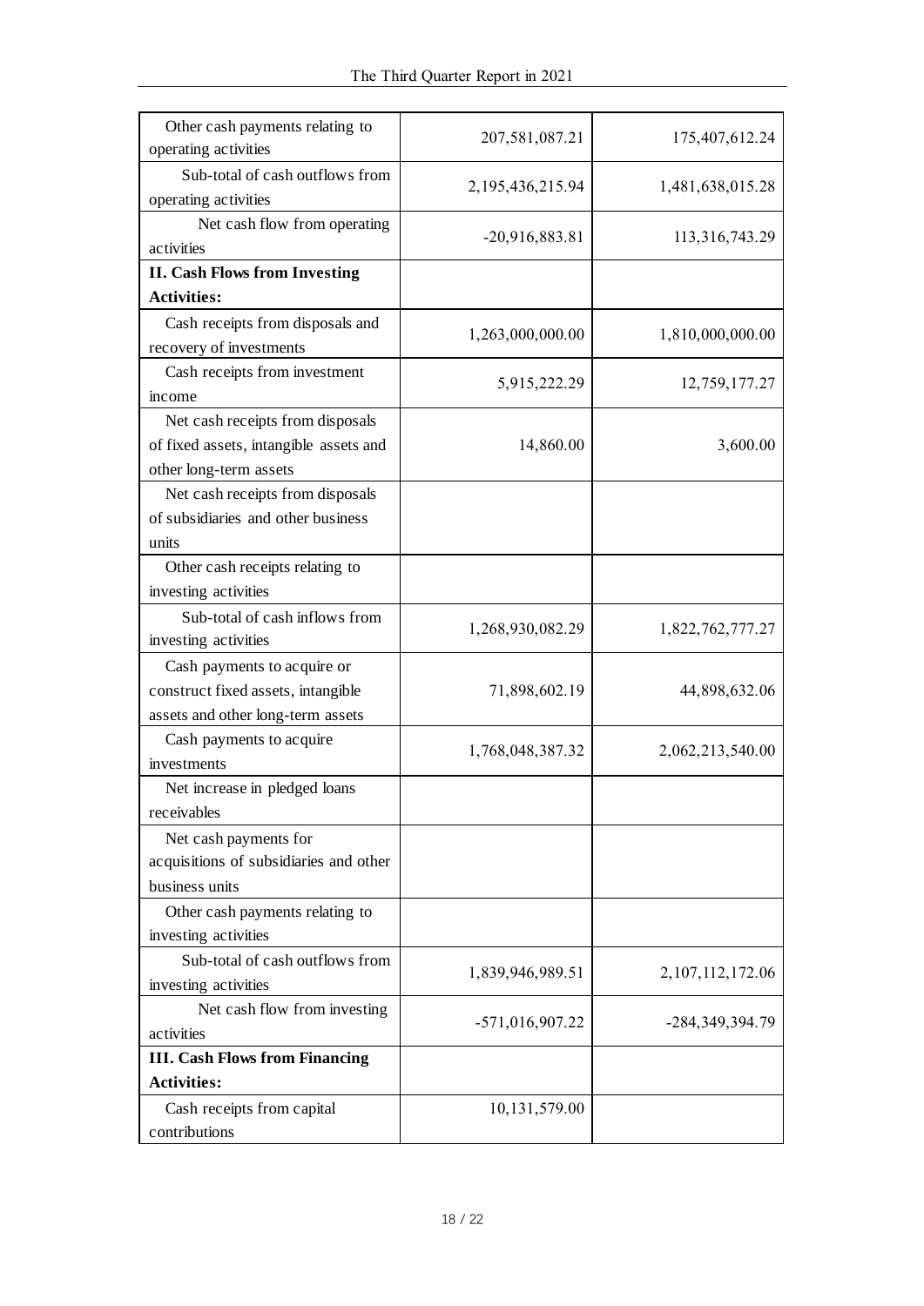| | | |
|---|---|---|
| Other cash payments relating to operating activities | 207,581,087.21 | 175,407,612.24 |
| Sub-total of cash outflows from operating activities | 2,195,436,215.94 | 1,481,638,015.28 |
| Net cash flow from operating activities | -20,916,883.81 | 113,316,743.29 |
| **II. Cash Flows from Investing Activities:** | | |
| Cash receipts from disposals and recovery of investments | 1,263,000,000.00 | 1,810,000,000.00 |
| Cash receipts from investment income | 5,915,222.29 | 12,759,177.27 |
| Net cash receipts from disposals of fixed assets, intangible assets and other long-term assets | 14,860.00 | 3,600.00 |
| Net cash receipts from disposals of subsidiaries and other business units | | |
| Other cash receipts relating to investing activities | | |
| Sub-total of cash inflows from investing activities | 1,268,930,082.29 | 1,822,762,777.27 |
| Cash payments to acquire or construct fixed assets, intangible assets and other long-term assets | 71,898,602.19 | 44,898,632.06 |
| Cash payments to acquire investments | 1,768,048,387.32 | 2,062,213,540.00 |
| Net increase in pledged loans receivables | | |
| Net cash payments for acquisitions of subsidiaries and other business units | | |
| Other cash payments relating to investing activities | | |
| Sub-total of cash outflows from investing activities | 1,839,946,989.51 | 2,107,112,172.06 |
| Net cash flow from investing activities | -571,016,907.22 | -284,349,394.79 |
| **III. Cash Flows from Financing Activities:** | | |
| Cash receipts from capital contributions | 10,131,579.00 | |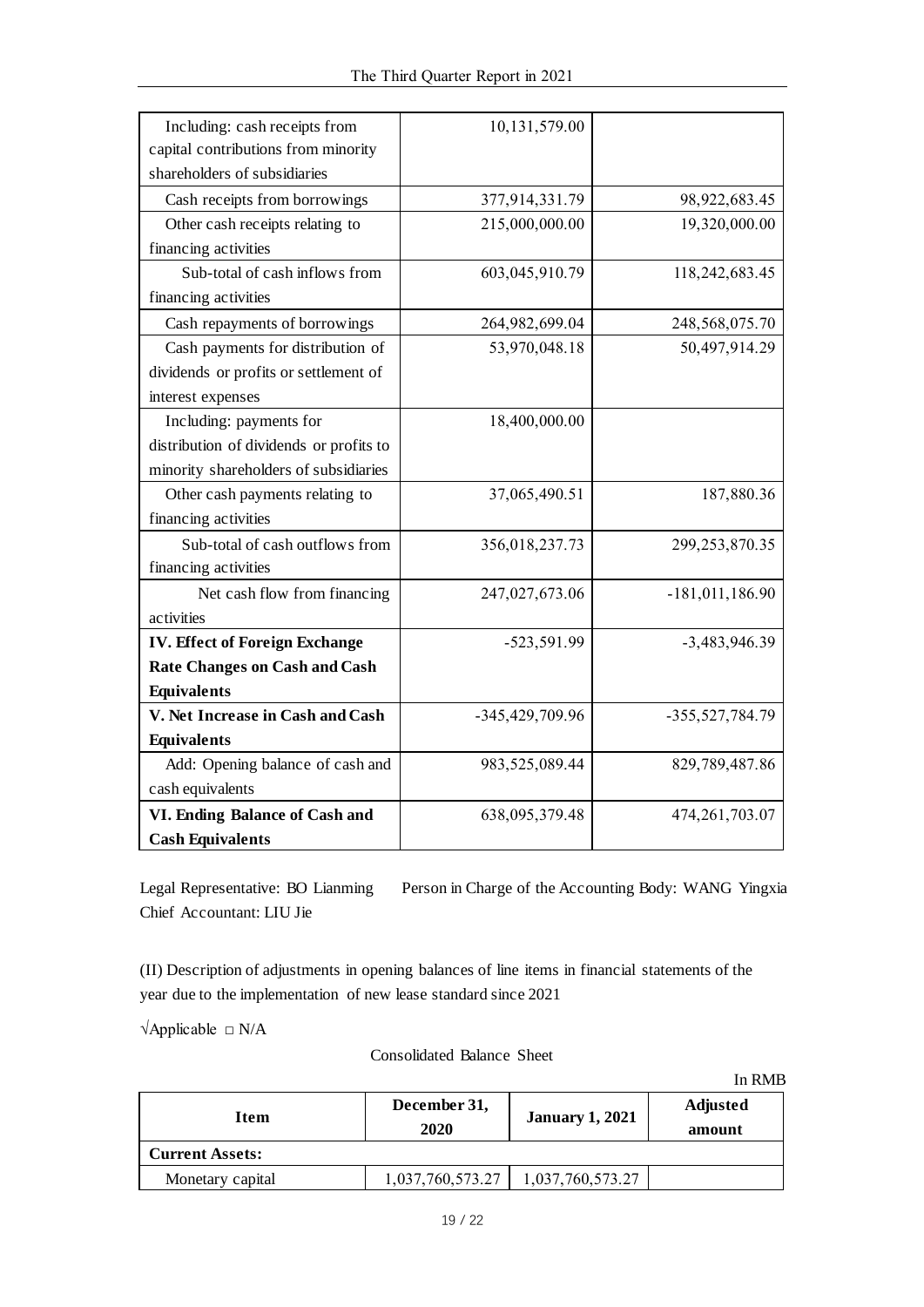| | | |
|---|---|---|
| Including: cash receipts from capital contributions from minority shareholders of subsidiaries | 10,131,579.00 | |
| Cash receipts from borrowings | 377,914,331.79 | 98,922,683.45 |
| Other cash receipts relating to financing activities | 215,000,000.00 | 19,320,000.00 |
| Sub-total of cash inflows from financing activities | 603,045,910.79 | 118,242,683.45 |
| Cash repayments of borrowings | 264,982,699.04 | 248,568,075.70 |
| Cash payments for distribution of dividends or profits or settlement of interest expenses | 53,970,048.18 | 50,497,914.29 |
| Including: payments for distribution of dividends or profits to minority shareholders of subsidiaries | 18,400,000.00 | |
| Other cash payments relating to financing activities | 37,065,490.51 | 187,880.36 |
| Sub-total of cash outflows from financing activities | 356,018,237.73 | 299,253,870.35 |
| Net cash flow from financing activities | 247,027,673.06 | -181,011,186.90 |
| **IV. Effect of Foreign Exchange Rate Changes on Cash and Cash Equivalents** | -523,591.99 | -3,483,946.39 |
| **V. Net Increase in Cash and Cash Equivalents** | -345,429,709.96 | -355,527,784.79 |
| Add: Opening balance of cash and cash equivalents | 983,525,089.44 | 829,789,487.86 |
| **VI. Ending Balance of Cash and Cash Equivalents** | 638,095,379.48 | 474,261,703.07 |

Legal Representative: BO Lianming Person in Charge of the Accounting Body: WANG Yingxia Chief Accountant: LIU Jie

(II) Description of adjustments in opening balances of line items in financial statements of the year due to the implementation of new lease standard since 2021

√Applicable □ N/A

Consolidated Balance Sheet

In RMB

| Item | December 31, 2020 | January 1, 2021 | Adjusted amount |
|---|---|---|---|
| **Current Assets:** | | | |
| Monetary capital | 1,037,760,573.27 | 1,037,760,573.27 | |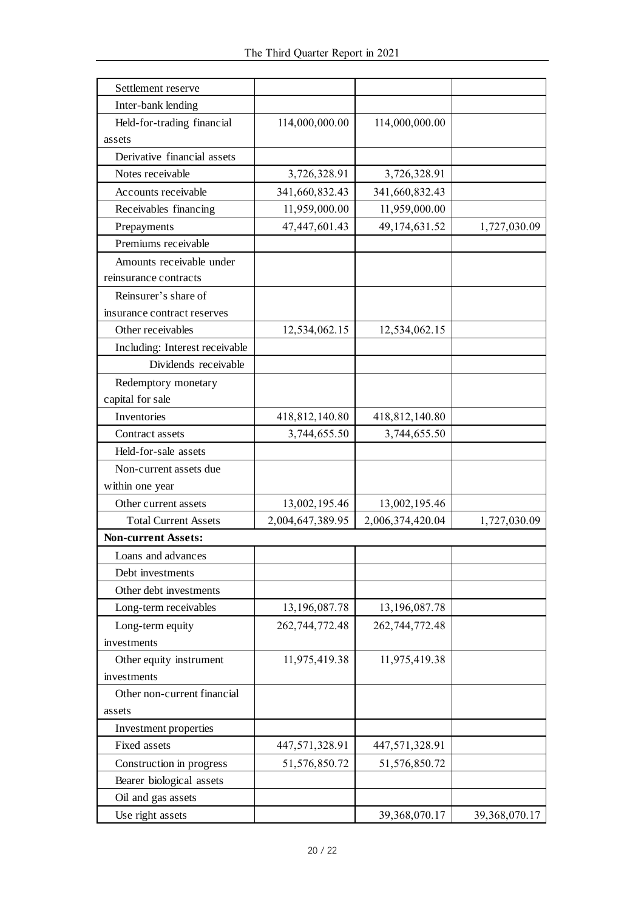| | | | |
|---|---|---|---|
| Settlement reserve | | | |
| Inter-bank lending | | | |
| Held-for-trading financial assets | 114,000,000.00 | 114,000,000.00 | |
| Derivative financial assets | | | |
| Notes receivable | 3,726,328.91 | 3,726,328.91 | |
| Accounts receivable | 341,660,832.43 | 341,660,832.43 | |
| Receivables financing | 11,959,000.00 | 11,959,000.00 | |
| Prepayments | 47,447,601.43 | 49,174,631.52 | 1,727,030.09 |
| Premiums receivable | | | |
| Amounts receivable under reinsurance contracts | | | |
| Reinsurer's share of insurance contract reserves | | | |
| Other receivables | 12,534,062.15 | 12,534,062.15 | |
| Including: Interest receivable | | | |
| Dividends receivable | | | |
| Redemptory monetary capital for sale | | | |
| Inventories | 418,812,140.80 | 418,812,140.80 | |
| Contract assets | 3,744,655.50 | 3,744,655.50 | |
| Held-for-sale assets | | | |
| Non-current assets due within one year | | | |
| Other current assets | 13,002,195.46 | 13,002,195.46 | |
| Total Current Assets | 2,004,647,389.95 | 2,006,374,420.04 | 1,727,030.09 |
| **Non-current Assets:** | | | |
| Loans and advances | | | |
| Debt investments | | | |
| Other debt investments | | | |
| Long-term receivables | 13,196,087.78 | 13,196,087.78 | |
| Long-term equity investments | 262,744,772.48 | 262,744,772.48 | |
| Other equity instrument investments | 11,975,419.38 | 11,975,419.38 | |
| Other non-current financial assets | | | |
| Investment properties | | | |
| Fixed assets | 447,571,328.91 | 447,571,328.91 | |
| Construction in progress | 51,576,850.72 | 51,576,850.72 | |
| Bearer biological assets | | | |
| Oil and gas assets | | | |
| Use right assets | | 39,368,070.17 | 39,368,070.17 |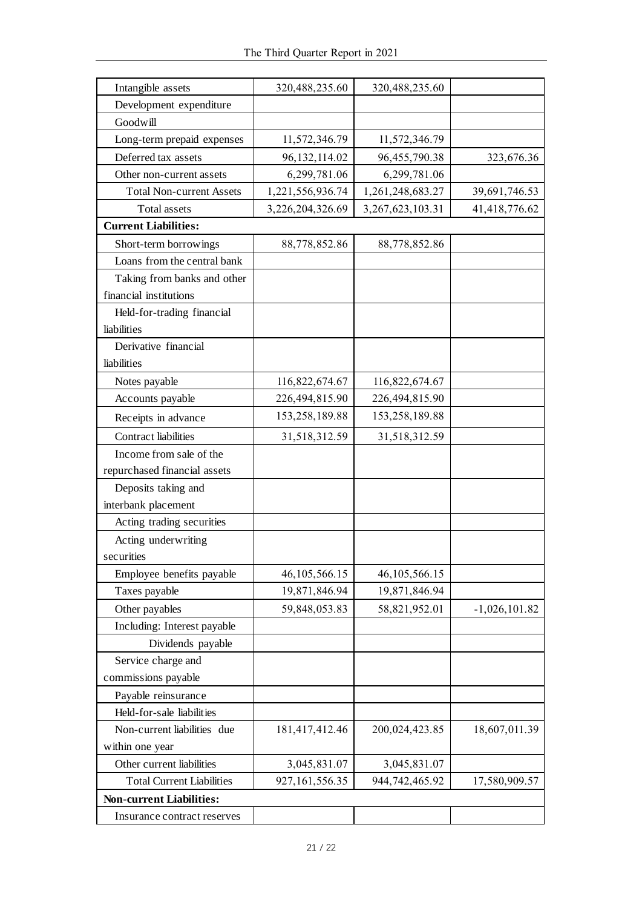| | | | |
|---|---|---|---|
| Intangible assets | 320,488,235.60 | 320,488,235.60 | |
| Development expenditure | | | |
| Goodwill | | | |
| Long-term prepaid expenses | 11,572,346.79 | 11,572,346.79 | |
| Deferred tax assets | 96,132,114.02 | 96,455,790.38 | 323,676.36 |
| Other non-current assets | 6,299,781.06 | 6,299,781.06 | |
| Total Non-current Assets | 1,221,556,936.74 | 1,261,248,683.27 | 39,691,746.53 |
| Total assets | 3,226,204,326.69 | 3,267,623,103.31 | 41,418,776.62 |
| **Current Liabilities:** | | | |
| Short-term borrowings | 88,778,852.86 | 88,778,852.86 | |
| Loans from the central bank | | | |
| Taking from banks and other financial institutions | | | |
| Held-for-trading financial liabilities | | | |
| Derivative financial liabilities | | | |
| Notes payable | 116,822,674.67 | 116,822,674.67 | |
| Accounts payable | 226,494,815.90 | 226,494,815.90 | |
| Receipts in advance | 153,258,189.88 | 153,258,189.88 | |
| Contract liabilities | 31,518,312.59 | 31,518,312.59 | |
| Income from sale of the repurchased financial assets | | | |
| Deposits taking and interbank placement | | | |
| Acting trading securities | | | |
| Acting underwriting securities | | | |
| Employee benefits payable | 46,105,566.15 | 46,105,566.15 | |
| Taxes payable | 19,871,846.94 | 19,871,846.94 | |
| Other payables | 59,848,053.83 | 58,821,952.01 | -1,026,101.82 |
| Including: Interest payable | | | |
| Dividends payable | | | |
| Service charge and commissions payable | | | |
| Payable reinsurance | | | |
| Held-for-sale liabilities | | | |
| Non-current liabilities due within one year | 181,417,412.46 | 200,024,423.85 | 18,607,011.39 |
| Other current liabilities | 3,045,831.07 | 3,045,831.07 | |
| Total Current Liabilities | 927,161,556.35 | 944,742,465.92 | 17,580,909.57 |
| **Non-current Liabilities:** | | | |
| Insurance contract reserves | | | |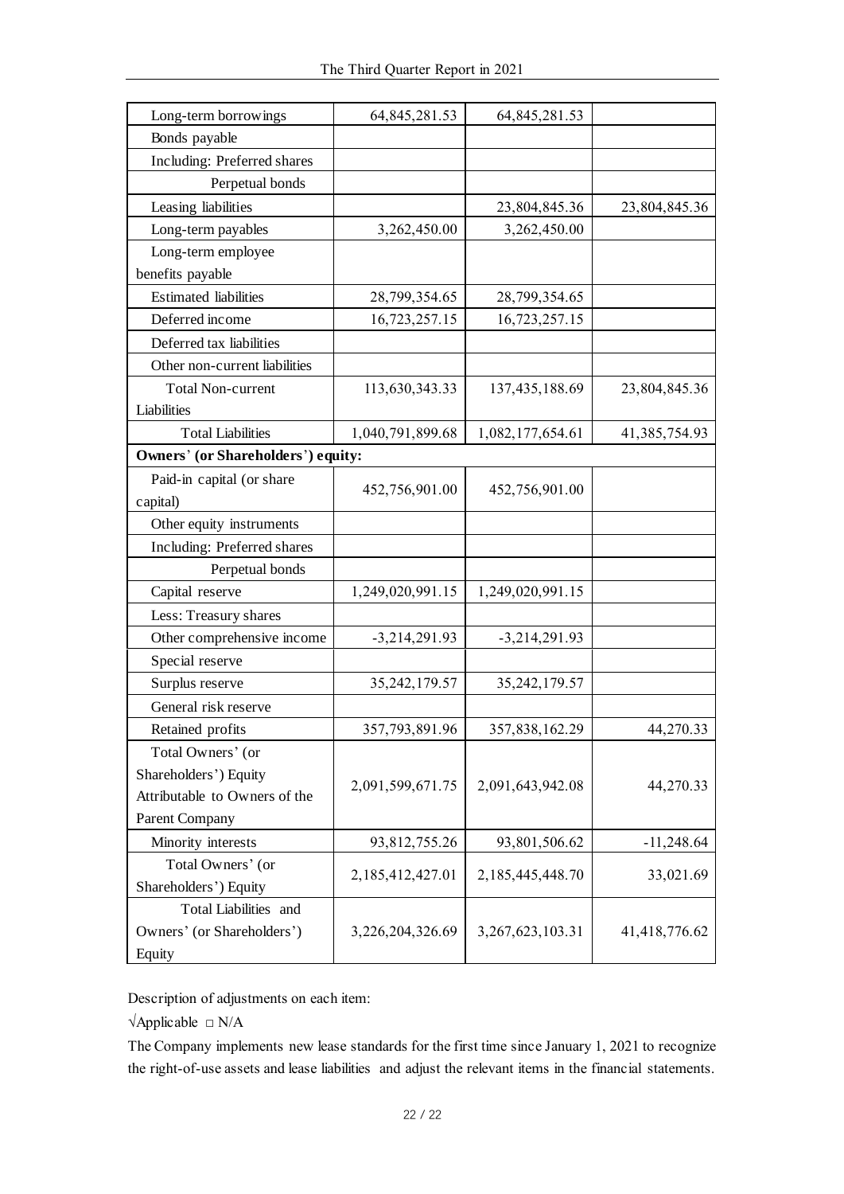| Long-term borrowings | 64,845,281.53 | 64,845,281.53 | |
|---|---|---|---|
| Bonds payable | | | |
| Including: Preferred shares | | | |
| Perpetual bonds | | | |
| Leasing liabilities | | 23,804,845.36 | 23,804,845.36 |
| Long-term payables | 3,262,450.00 | 3,262,450.00 | |
| Long-term employee benefits payable | | | |
| Estimated liabilities | 28,799,354.65 | 28,799,354.65 | |
| Deferred income | 16,723,257.15 | 16,723,257.15 | |
| Deferred tax liabilities | | | |
| Other non-current liabilities | | | |
| Total Non-current Liabilities | 113,630,343.33 | 137,435,188.69 | 23,804,845.36 |
| Total Liabilities | 1,040,791,899.68 | 1,082,177,654.61 | 41,385,754.93 |
| **Owners' (or Shareholders') equity:** | | | |
| Paid-in capital (or share capital) | 452,756,901.00 | 452,756,901.00 | |
| Other equity instruments | | | |
| Including: Preferred shares | | | |
| Perpetual bonds | | | |
| Capital reserve | 1,249,020,991.15 | 1,249,020,991.15 | |
| Less: Treasury shares | | | |
| Other comprehensive income | -3,214,291.93 | -3,214,291.93 | |
| Special reserve | | | |
| Surplus reserve | 35,242,179.57 | 35,242,179.57 | |
| General risk reserve | | | |
| Retained profits | 357,793,891.96 | 357,838,162.29 | 44,270.33 |
| Total Owners' (or Shareholders') Equity Attributable to Owners of the Parent Company | 2,091,599,671.75 | 2,091,643,942.08 | 44,270.33 |
| Minority interests | 93,812,755.26 | 93,801,506.62 | -11,248.64 |
| Total Owners' (or Shareholders') Equity | 2,185,412,427.01 | 2,185,445,448.70 | 33,021.69 |
| Total Liabilities and Owners' (or Shareholders') Equity | 3,226,204,326.69 | 3,267,623,103.31 | 41,418,776.62 |

Description of adjustments on each item:

√Applicable □ N/A

The Company implements new lease standards for the first time since January 1, 2021 to recognize the right-of-use assets and lease liabilities and adjust the relevant items in the financial statements.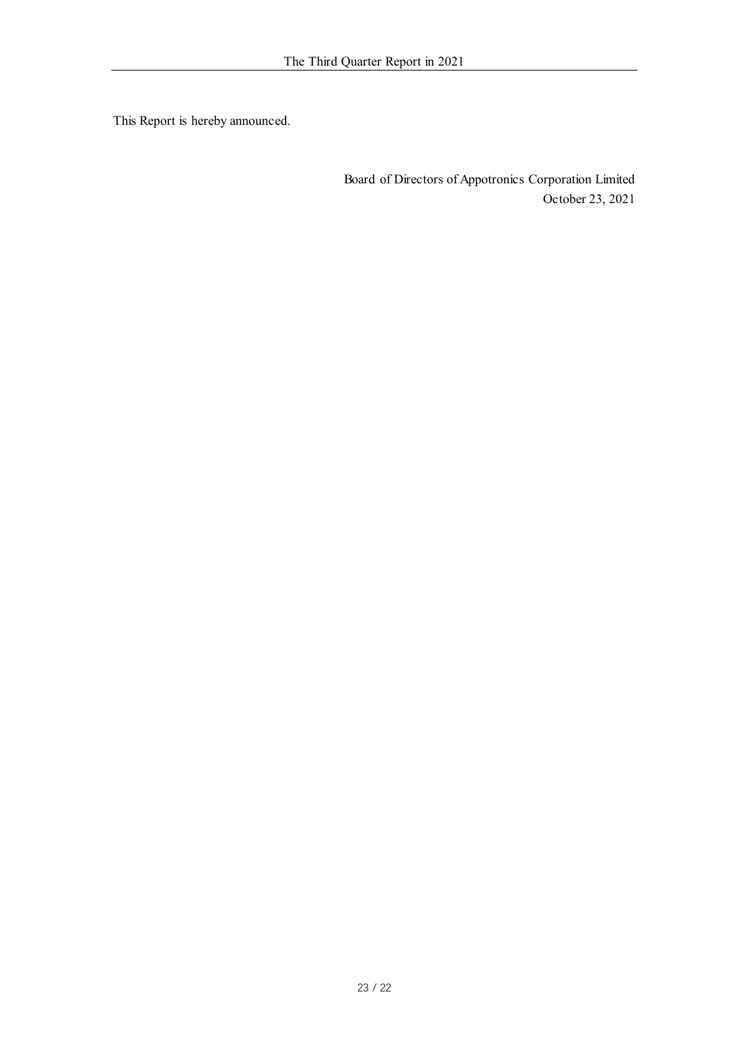This Report is hereby announced.

Board of Directors of Appotronics Corporation Limited

October 23, 2021